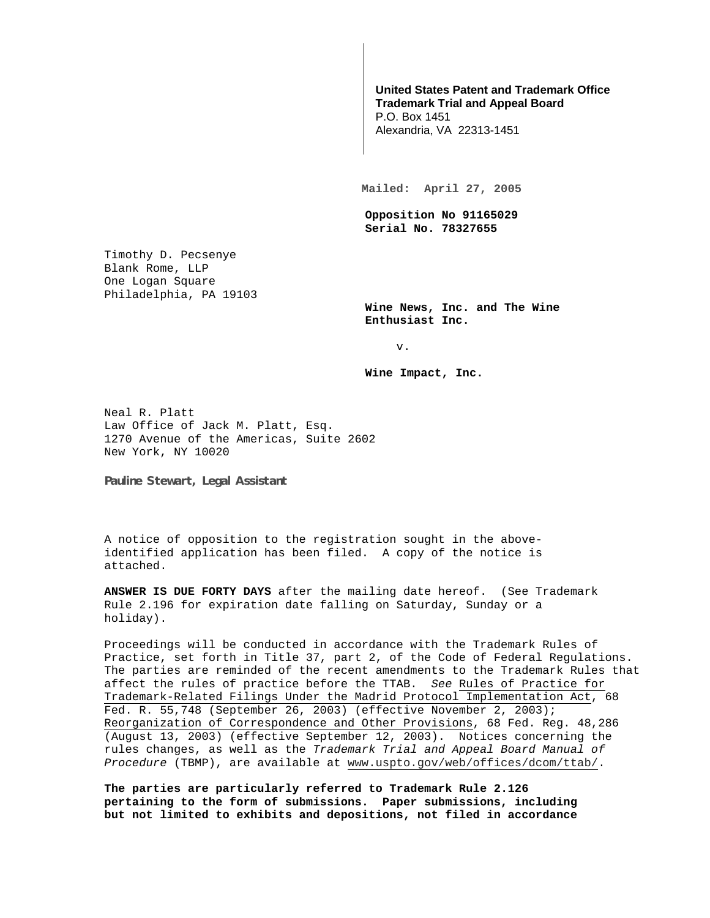**United States Patent and Trademark Office**
**Trademark Trial and Appeal Board**
P.O. Box 1451
Alexandria, VA 22313-1451

**Mailed: April 27, 2005**

**Opposition No 91165029**
**Serial No. 78327655**

Timothy D. Pecsenye
Blank Rome, LLP
One Logan Square
Philadelphia, PA 19103

**Wine News, Inc. and The Wine Enthusiast Inc.**

v.

**Wine Impact, Inc.**

Neal R. Platt
Law Office of Jack M. Platt, Esq.
1270 Avenue of the Americas, Suite 2602
New York, NY 10020

**Pauline Stewart, Legal Assistant**

A notice of opposition to the registration sought in the above-identified application has been filed. A copy of the notice is attached.

**ANSWER IS DUE FORTY DAYS** after the mailing date hereof. (See Trademark Rule 2.196 for expiration date falling on Saturday, Sunday or a holiday).

Proceedings will be conducted in accordance with the Trademark Rules of Practice, set forth in Title 37, part 2, of the Code of Federal Regulations. The parties are reminded of the recent amendments to the Trademark Rules that affect the rules of practice before the TTAB. *See* Rules of Practice for Trademark-Related Filings Under the Madrid Protocol Implementation Act, 68 Fed. R. 55,748 (September 26, 2003) (effective November 2, 2003); Reorganization of Correspondence and Other Provisions, 68 Fed. Reg. 48,286 (August 13, 2003) (effective September 12, 2003). Notices concerning the rules changes, as well as the *Trademark Trial and Appeal Board Manual of Procedure* (TBMP), are available at www.uspto.gov/web/offices/dcom/ttab/.

**The parties are particularly referred to Trademark Rule 2.126 pertaining to the form of submissions. Paper submissions, including but not limited to exhibits and depositions, not filed in accordance**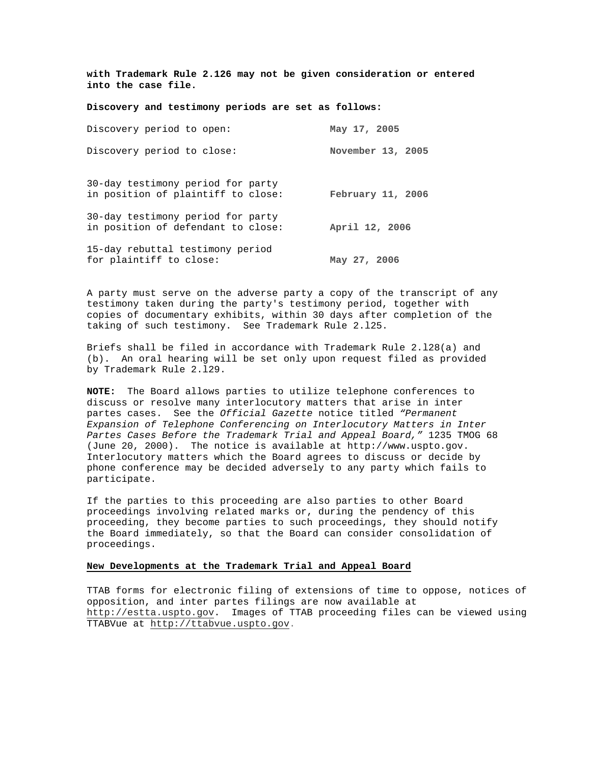**with Trademark Rule 2.126 may not be given consideration or entered into the case file.**

**Discovery and testimony periods are set as follows:**

| | |
|---|---|
| Discovery period to open: | **May 17, 2005** |
| Discovery period to close: | **November 13, 2005** |
| 30-day testimony period for party in position of plaintiff to close: | **February 11, 2006** |
| 30-day testimony period for party in position of defendant to close: | **April 12, 2006** |
| 15-day rebuttal testimony period for plaintiff to close: | **May 27, 2006** |

A party must serve on the adverse party a copy of the transcript of any testimony taken during the party's testimony period, together with copies of documentary exhibits, within 30 days after completion of the taking of such testimony. See Trademark Rule 2.l25.

Briefs shall be filed in accordance with Trademark Rule 2.l28(a) and (b). An oral hearing will be set only upon request filed as provided by Trademark Rule 2.l29.

**NOTE:** The Board allows parties to utilize telephone conferences to discuss or resolve many interlocutory matters that arise in inter partes cases. See the *Official Gazette* notice titled *"Permanent Expansion of Telephone Conferencing on Interlocutory Matters in Inter Partes Cases Before the Trademark Trial and Appeal Board,"* 1235 TMOG 68 (June 20, 2000). The notice is available at http://www.uspto.gov. Interlocutory matters which the Board agrees to discuss or decide by phone conference may be decided adversely to any party which fails to participate.

If the parties to this proceeding are also parties to other Board proceedings involving related marks or, during the pendency of this proceeding, they become parties to such proceedings, they should notify the Board immediately, so that the Board can consider consolidation of proceedings.

**New Developments at the Trademark Trial and Appeal Board**

TTAB forms for electronic filing of extensions of time to oppose, notices of opposition, and inter partes filings are now available at http://estta.uspto.gov. Images of TTAB proceeding files can be viewed using TTABVue at http://ttabvue.uspto.gov.